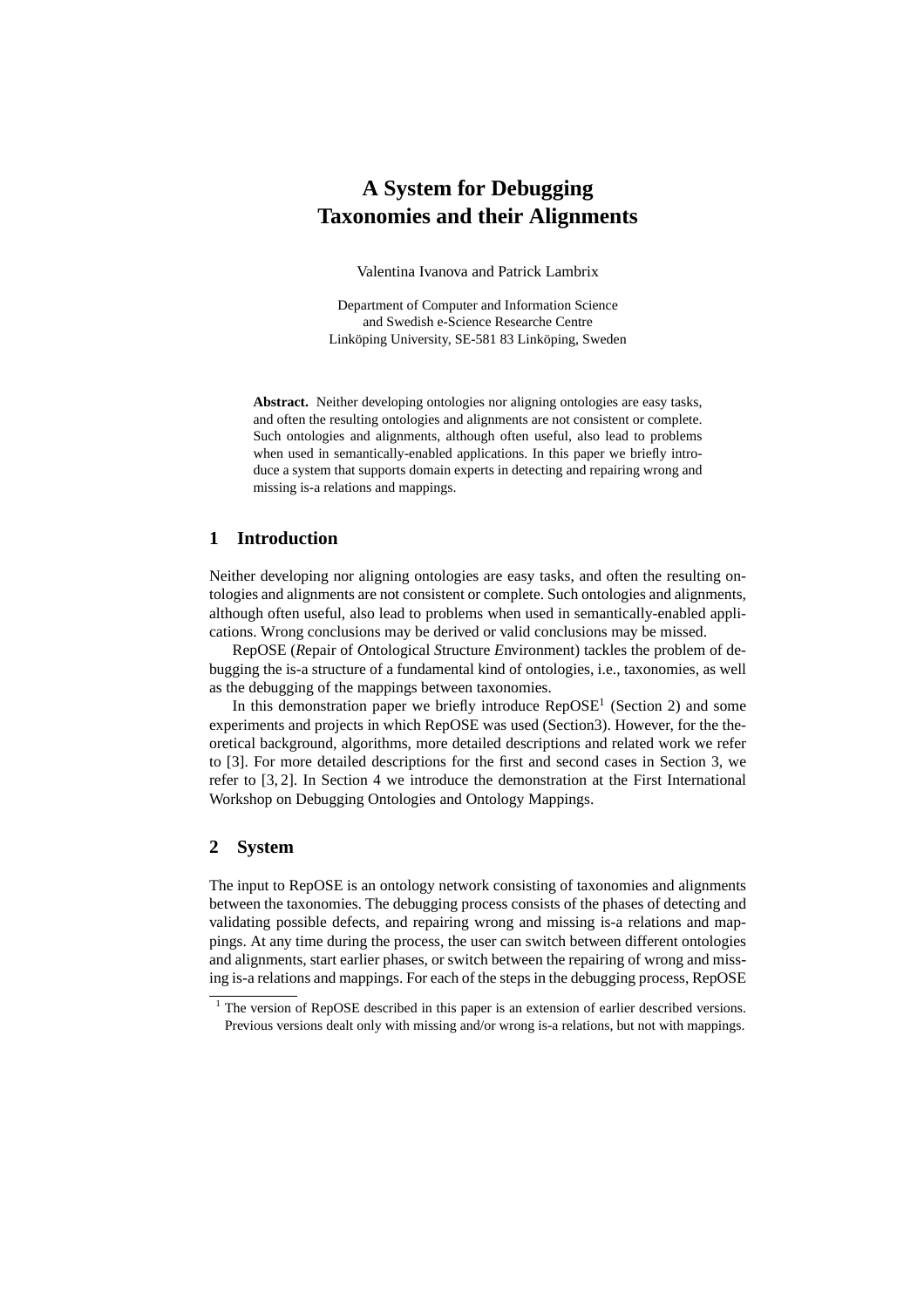# A System for Debugging Taxonomies and their Alignments

Valentina Ivanova and Patrick Lambrix

Department of Computer and Information Science
and Swedish e-Science Researche Centre
Linköping University, SE-581 83 Linköping, Sweden

**Abstract.** Neither developing ontologies nor aligning ontologies are easy tasks, and often the resulting ontologies and alignments are not consistent or complete. Such ontologies and alignments, although often useful, also lead to problems when used in semantically-enabled applications. In this paper we briefly introduce a system that supports domain experts in detecting and repairing wrong and missing is-a relations and mappings.

## 1 Introduction

Neither developing nor aligning ontologies are easy tasks, and often the resulting ontologies and alignments are not consistent or complete. Such ontologies and alignments, although often useful, also lead to problems when used in semantically-enabled applications. Wrong conclusions may be derived or valid conclusions may be missed.

RepOSE (*R*epair of *O*ntological *S*tructure *E*nvironment) tackles the problem of debugging the is-a structure of a fundamental kind of ontologies, i.e., taxonomies, as well as the debugging of the mappings between taxonomies.

In this demonstration paper we briefly introduce RepOSE[1] (Section 2) and some experiments and projects in which RepOSE was used (Section3). However, for the theoretical background, algorithms, more detailed descriptions and related work we refer to [3]. For more detailed descriptions for the first and second cases in Section 3, we refer to [3, 2]. In Section 4 we introduce the demonstration at the First International Workshop on Debugging Ontologies and Ontology Mappings.

## 2 System

The input to RepOSE is an ontology network consisting of taxonomies and alignments between the taxonomies. The debugging process consists of the phases of detecting and validating possible defects, and repairing wrong and missing is-a relations and mappings. At any time during the process, the user can switch between different ontologies and alignments, start earlier phases, or switch between the repairing of wrong and missing is-a relations and mappings. For each of the steps in the debugging process, RepOSE

[1] The version of RepOSE described in this paper is an extension of earlier described versions. Previous versions dealt only with missing and/or wrong is-a relations, but not with mappings.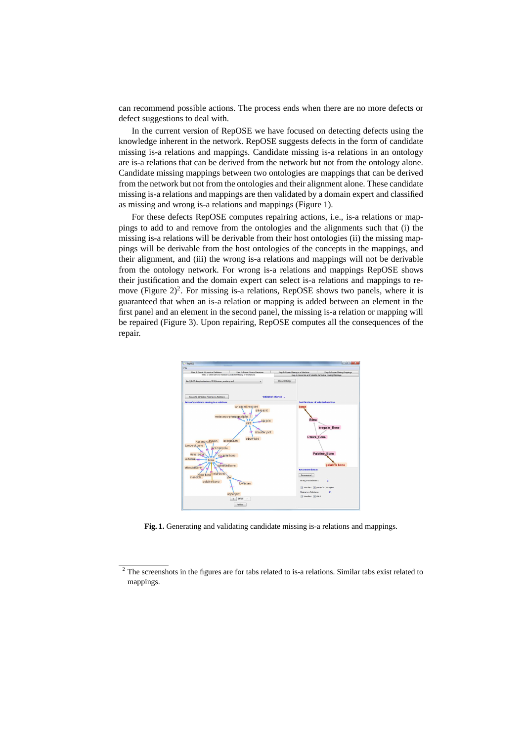can recommend possible actions. The process ends when there are no more defects or defect suggestions to deal with.

In the current version of RepOSE we have focused on detecting defects using the knowledge inherent in the network. RepOSE suggests defects in the form of candidate missing is-a relations and mappings. Candidate missing is-a relations in an ontology are is-a relations that can be derived from the network but not from the ontology alone. Candidate missing mappings between two ontologies are mappings that can be derived from the network but not from the ontologies and their alignment alone. These candidate missing is-a relations and mappings are then validated by a domain expert and classified as missing and wrong is-a relations and mappings (Figure 1).

For these defects RepOSE computes repairing actions, i.e., is-a relations or mappings to add to and remove from the ontologies and the alignments such that (i) the missing is-a relations will be derivable from their host ontologies (ii) the missing mappings will be derivable from the host ontologies of the concepts in the mappings, and their alignment, and (iii) the wrong is-a relations and mappings will not be derivable from the ontology network. For wrong is-a relations and mappings RepOSE shows their justification and the domain expert can select is-a relations and mappings to remove (Figure 2)[2]. For missing is-a relations, RepOSE shows two panels, where it is guaranteed that when an is-a relation or mapping is added between an element in the first panel and an element in the second panel, the missing is-a relation or mapping will be repaired (Figure 3). Upon repairing, RepOSE computes all the consequences of the repair.

**Fig. 1.** Generating and validating candidate missing is-a relations and mappings.

[2] The screenshots in the figures are for tabs related to is-a relations. Similar tabs exist related to mappings.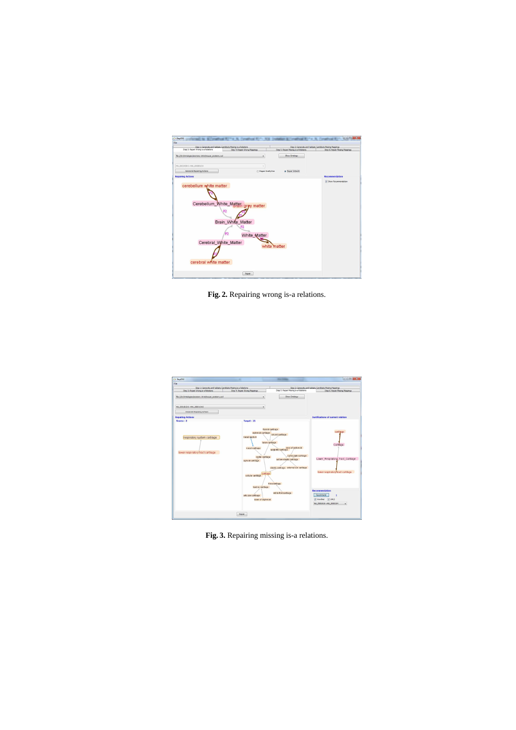**Fig. 2.** Repairing wrong is-a relations.

**Fig. 3.** Repairing missing is-a relations.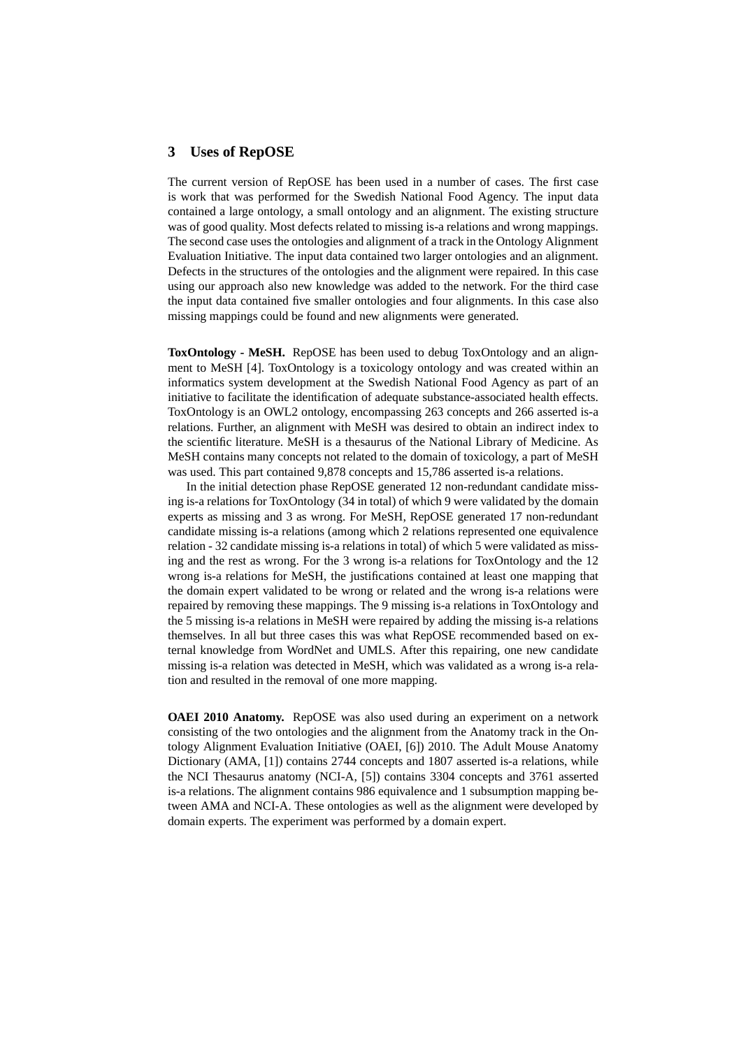## 3 Uses of RepOSE

The current version of RepOSE has been used in a number of cases. The first case is work that was performed for the Swedish National Food Agency. The input data contained a large ontology, a small ontology and an alignment. The existing structure was of good quality. Most defects related to missing is-a relations and wrong mappings. The second case uses the ontologies and alignment of a track in the Ontology Alignment Evaluation Initiative. The input data contained two larger ontologies and an alignment. Defects in the structures of the ontologies and the alignment were repaired. In this case using our approach also new knowledge was added to the network. For the third case the input data contained five smaller ontologies and four alignments. In this case also missing mappings could be found and new alignments were generated.

**ToxOntology - MeSH.** RepOSE has been used to debug ToxOntology and an alignment to MeSH [4]. ToxOntology is a toxicology ontology and was created within an informatics system development at the Swedish National Food Agency as part of an initiative to facilitate the identification of adequate substance-associated health effects. ToxOntology is an OWL2 ontology, encompassing 263 concepts and 266 asserted is-a relations. Further, an alignment with MeSH was desired to obtain an indirect index to the scientific literature. MeSH is a thesaurus of the National Library of Medicine. As MeSH contains many concepts not related to the domain of toxicology, a part of MeSH was used. This part contained 9,878 concepts and 15,786 asserted is-a relations.

In the initial detection phase RepOSE generated 12 non-redundant candidate missing is-a relations for ToxOntology (34 in total) of which 9 were validated by the domain experts as missing and 3 as wrong. For MeSH, RepOSE generated 17 non-redundant candidate missing is-a relations (among which 2 relations represented one equivalence relation - 32 candidate missing is-a relations in total) of which 5 were validated as missing and the rest as wrong. For the 3 wrong is-a relations for ToxOntology and the 12 wrong is-a relations for MeSH, the justifications contained at least one mapping that the domain expert validated to be wrong or related and the wrong is-a relations were repaired by removing these mappings. The 9 missing is-a relations in ToxOntology and the 5 missing is-a relations in MeSH were repaired by adding the missing is-a relations themselves. In all but three cases this was what RepOSE recommended based on external knowledge from WordNet and UMLS. After this repairing, one new candidate missing is-a relation was detected in MeSH, which was validated as a wrong is-a relation and resulted in the removal of one more mapping.

**OAEI 2010 Anatomy.** RepOSE was also used during an experiment on a network consisting of the two ontologies and the alignment from the Anatomy track in the Ontology Alignment Evaluation Initiative (OAEI, [6]) 2010. The Adult Mouse Anatomy Dictionary (AMA, [1]) contains 2744 concepts and 1807 asserted is-a relations, while the NCI Thesaurus anatomy (NCI-A, [5]) contains 3304 concepts and 3761 asserted is-a relations. The alignment contains 986 equivalence and 1 subsumption mapping between AMA and NCI-A. These ontologies as well as the alignment were developed by domain experts. The experiment was performed by a domain expert.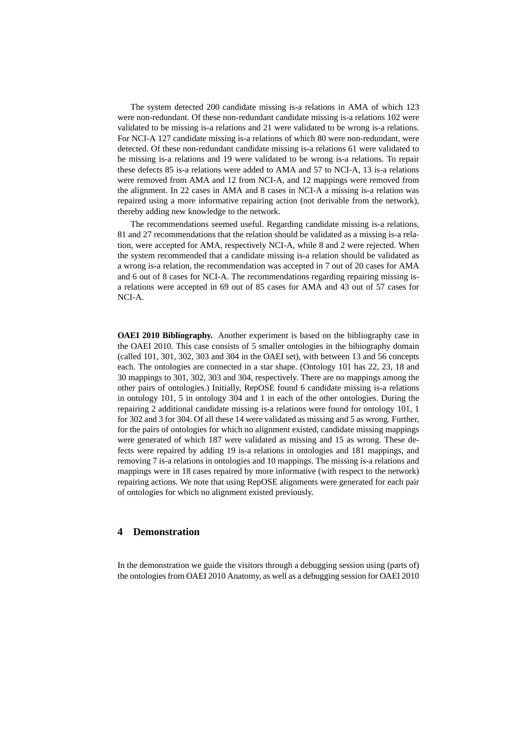The system detected 200 candidate missing is-a relations in AMA of which 123 were non-redundant. Of these non-redundant candidate missing is-a relations 102 were validated to be missing is-a relations and 21 were validated to be wrong is-a relations. For NCI-A 127 candidate missing is-a relations of which 80 were non-redundant, were detected. Of these non-redundant candidate missing is-a relations 61 were validated to be missing is-a relations and 19 were validated to be wrong is-a relations. To repair these defects 85 is-a relations were added to AMA and 57 to NCI-A, 13 is-a relations were removed from AMA and 12 from NCI-A, and 12 mappings were removed from the alignment. In 22 cases in AMA and 8 cases in NCI-A a missing is-a relation was repaired using a more informative repairing action (not derivable from the network), thereby adding new knowledge to the network.

The recommendations seemed useful. Regarding candidate missing is-a relations, 81 and 27 recommendations that the relation should be validated as a missing is-a relation, were accepted for AMA, respectively NCI-A, while 8 and 2 were rejected. When the system recommended that a candidate missing is-a relation should be validated as a wrong is-a relation, the recommendation was accepted in 7 out of 20 cases for AMA and 6 out of 8 cases for NCI-A. The recommendations regarding repairing missing is-a relations were accepted in 69 out of 85 cases for AMA and 43 out of 57 cases for NCI-A.

**OAEI 2010 Bibliography.** Another experiment is based on the bibliography case in the OAEI 2010. This case consists of 5 smaller ontologies in the bibiography domain (called 101, 301, 302, 303 and 304 in the OAEI set), with between 13 and 56 concepts each. The ontologies are connected in a star shape. (Ontology 101 has 22, 23, 18 and 30 mappings to 301, 302, 303 and 304, respectively. There are no mappings among the other pairs of ontologies.) Initially, RepOSE found 6 candidate missing is-a relations in ontology 101, 5 in ontology 304 and 1 in each of the other ontologies. During the repairing 2 additional candidate missing is-a relations were found for ontology 101, 1 for 302 and 3 for 304. Of all these 14 were validated as missing and 5 as wrong. Further, for the pairs of ontologies for which no alignment existed, candidate missing mappings were generated of which 187 were validated as missing and 15 as wrong. These defects were repaired by adding 19 is-a relations in ontologies and 181 mappings, and removing 7 is-a relations in ontologies and 10 mappings. The missing is-a relations and mappings were in 18 cases repaired by more informative (with respect to the network) repairing actions. We note that using RepOSE alignments were generated for each pair of ontologies for which no alignment existed previously.

## 4 Demonstration

In the demonstration we guide the visitors through a debugging session using (parts of) the ontologies from OAEI 2010 Anatomy, as well as a debugging session for OAEI 2010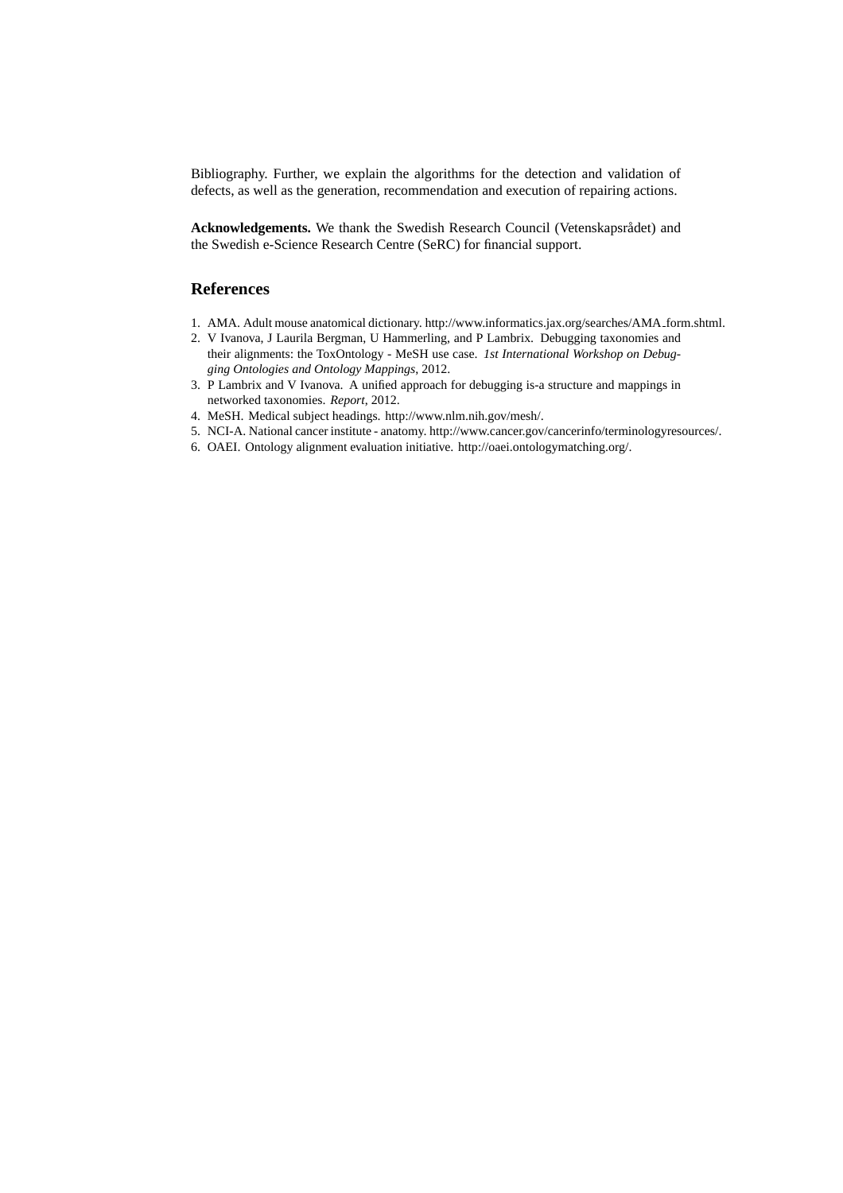Bibliography. Further, we explain the algorithms for the detection and validation of defects, as well as the generation, recommendation and execution of repairing actions.

**Acknowledgements.** We thank the Swedish Research Council (Vetenskapsrådet) and the Swedish e-Science Research Centre (SeRC) for financial support.

## References

1. AMA. Adult mouse anatomical dictionary. http://www.informatics.jax.org/searches/AMA_form.shtml.
2. V Ivanova, J Laurila Bergman, U Hammerling, and P Lambrix. Debugging taxonomies and their alignments: the ToxOntology - MeSH use case. *1st International Workshop on Debugging Ontologies and Ontology Mappings*, 2012.
3. P Lambrix and V Ivanova. A unified approach for debugging is-a structure and mappings in networked taxonomies. *Report*, 2012.
4. MeSH. Medical subject headings. http://www.nlm.nih.gov/mesh/.
5. NCI-A. National cancer institute - anatomy. http://www.cancer.gov/cancerinfo/terminologyresources/.
6. OAEI. Ontology alignment evaluation initiative. http://oaei.ontologymatching.org/.